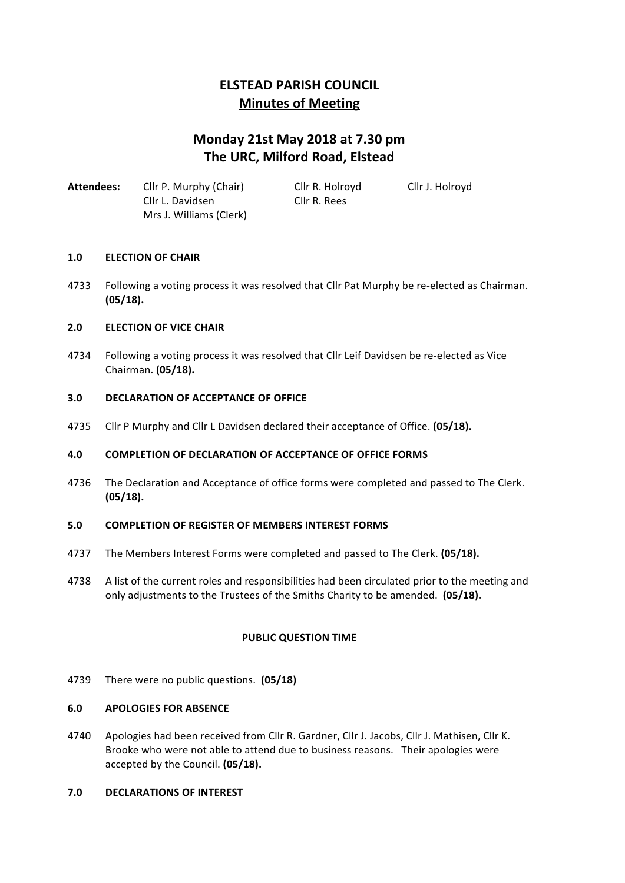# ELSTEAD PARISH COUNCIL
## Minutes of Meeting

## Monday 21st May 2018 at 7.30 pm
## The URC, Milford Road, Elstead

**Attendees:** Cllr P. Murphy (Chair), Cllr R. Holroyd, Cllr J. Holroyd, Cllr L. Davidsen, Cllr R. Rees, Mrs J. Williams (Clerk)

**1.0 ELECTION OF CHAIR**

4733 Following a voting process it was resolved that Cllr Pat Murphy be re-elected as Chairman. **(05/18).**

**2.0 ELECTION OF VICE CHAIR**

4734 Following a voting process it was resolved that Cllr Leif Davidsen be re-elected as Vice Chairman. **(05/18).**

**3.0 DECLARATION OF ACCEPTANCE OF OFFICE**

4735 Cllr P Murphy and Cllr L Davidsen declared their acceptance of Office. **(05/18).**

**4.0 COMPLETION OF DECLARATION OF ACCEPTANCE OF OFFICE FORMS**

4736 The Declaration and Acceptance of office forms were completed and passed to The Clerk. **(05/18).**

**5.0 COMPLETION OF REGISTER OF MEMBERS INTEREST FORMS**

4737 The Members Interest Forms were completed and passed to The Clerk. **(05/18).**

4738 A list of the current roles and responsibilities had been circulated prior to the meeting and only adjustments to the Trustees of the Smiths Charity to be amended. **(05/18).**

**PUBLIC QUESTION TIME**

4739 There were no public questions. **(05/18)**

**6.0 APOLOGIES FOR ABSENCE**

4740 Apologies had been received from Cllr R. Gardner, Cllr J. Jacobs, Cllr J. Mathisen, Cllr K. Brooke who were not able to attend due to business reasons. Their apologies were accepted by the Council. **(05/18).**

**7.0 DECLARATIONS OF INTEREST**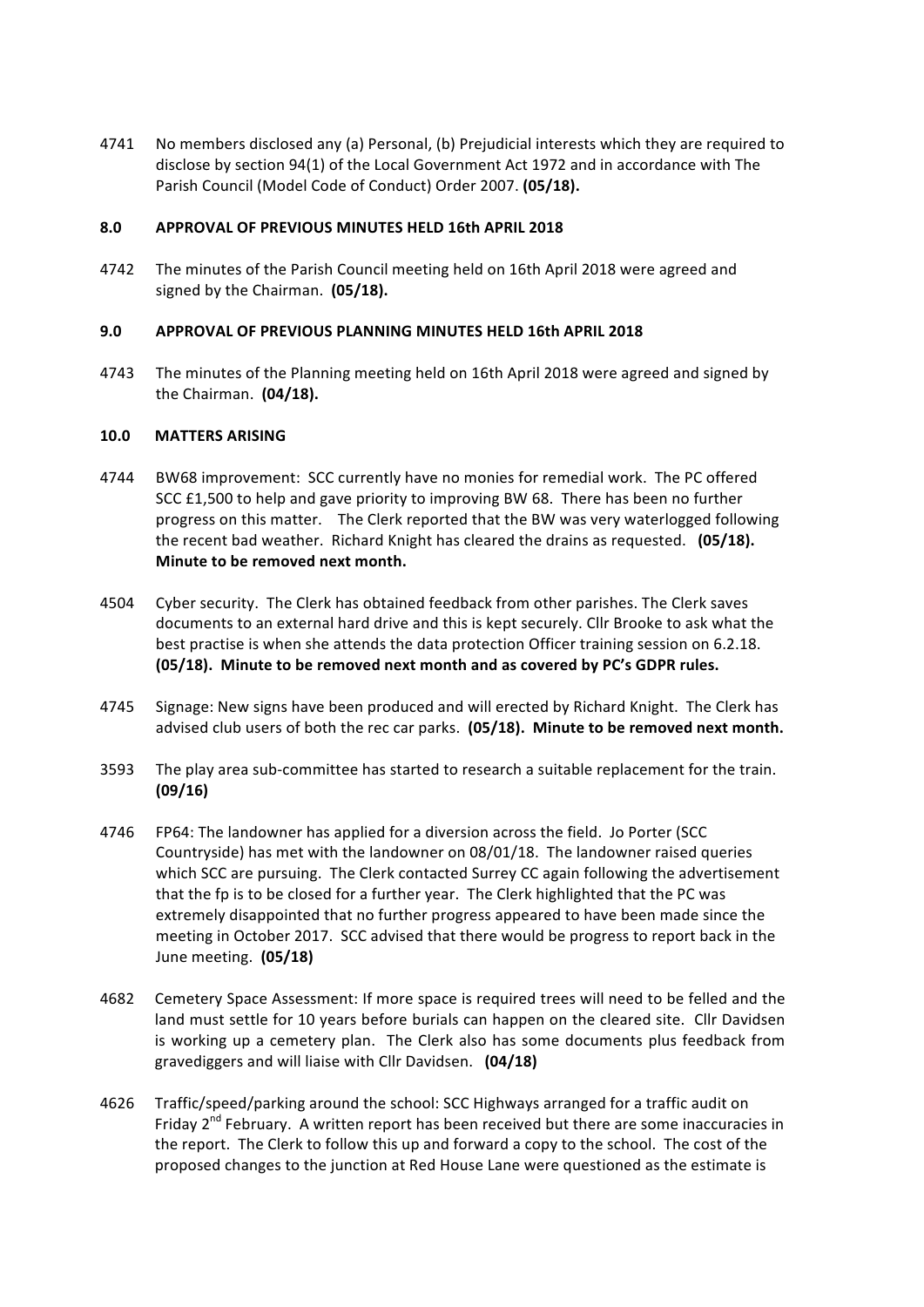4741 No members disclosed any (a) Personal, (b) Prejudicial interests which they are required to disclose by section 94(1) of the Local Government Act 1972 and in accordance with The Parish Council (Model Code of Conduct) Order 2007. **(05/18).**

## 8.0 APPROVAL OF PREVIOUS MINUTES HELD 16th APRIL 2018

4742 The minutes of the Parish Council meeting held on 16th April 2018 were agreed and signed by the Chairman. **(05/18).**

## 9.0 APPROVAL OF PREVIOUS PLANNING MINUTES HELD 16th APRIL 2018

4743 The minutes of the Planning meeting held on 16th April 2018 were agreed and signed by the Chairman. **(04/18).**

## 10.0 MATTERS ARISING

4744 BW68 improvement: SCC currently have no monies for remedial work. The PC offered SCC £1,500 to help and gave priority to improving BW 68. There has been no further progress on this matter. The Clerk reported that the BW was very waterlogged following the recent bad weather. Richard Knight has cleared the drains as requested. **(05/18). Minute to be removed next month.**

4504 Cyber security. The Clerk has obtained feedback from other parishes. The Clerk saves documents to an external hard drive and this is kept securely. Cllr Brooke to ask what the best practise is when she attends the data protection Officer training session on 6.2.18. **(05/18). Minute to be removed next month and as covered by PC's GDPR rules.**

4745 Signage: New signs have been produced and will erected by Richard Knight. The Clerk has advised club users of both the rec car parks. **(05/18). Minute to be removed next month.**

3593 The play area sub-committee has started to research a suitable replacement for the train. **(09/16)**

4746 FP64: The landowner has applied for a diversion across the field. Jo Porter (SCC Countryside) has met with the landowner on 08/01/18. The landowner raised queries which SCC are pursuing. The Clerk contacted Surrey CC again following the advertisement that the fp is to be closed for a further year. The Clerk highlighted that the PC was extremely disappointed that no further progress appeared to have been made since the meeting in October 2017. SCC advised that there would be progress to report back in the June meeting. **(05/18)**

4682 Cemetery Space Assessment: If more space is required trees will need to be felled and the land must settle for 10 years before burials can happen on the cleared site. Cllr Davidsen is working up a cemetery plan. The Clerk also has some documents plus feedback from gravediggers and will liaise with Cllr Davidsen. **(04/18)**

4626 Traffic/speed/parking around the school: SCC Highways arranged for a traffic audit on Friday 2nd February. A written report has been received but there are some inaccuracies in the report. The Clerk to follow this up and forward a copy to the school. The cost of the proposed changes to the junction at Red House Lane were questioned as the estimate is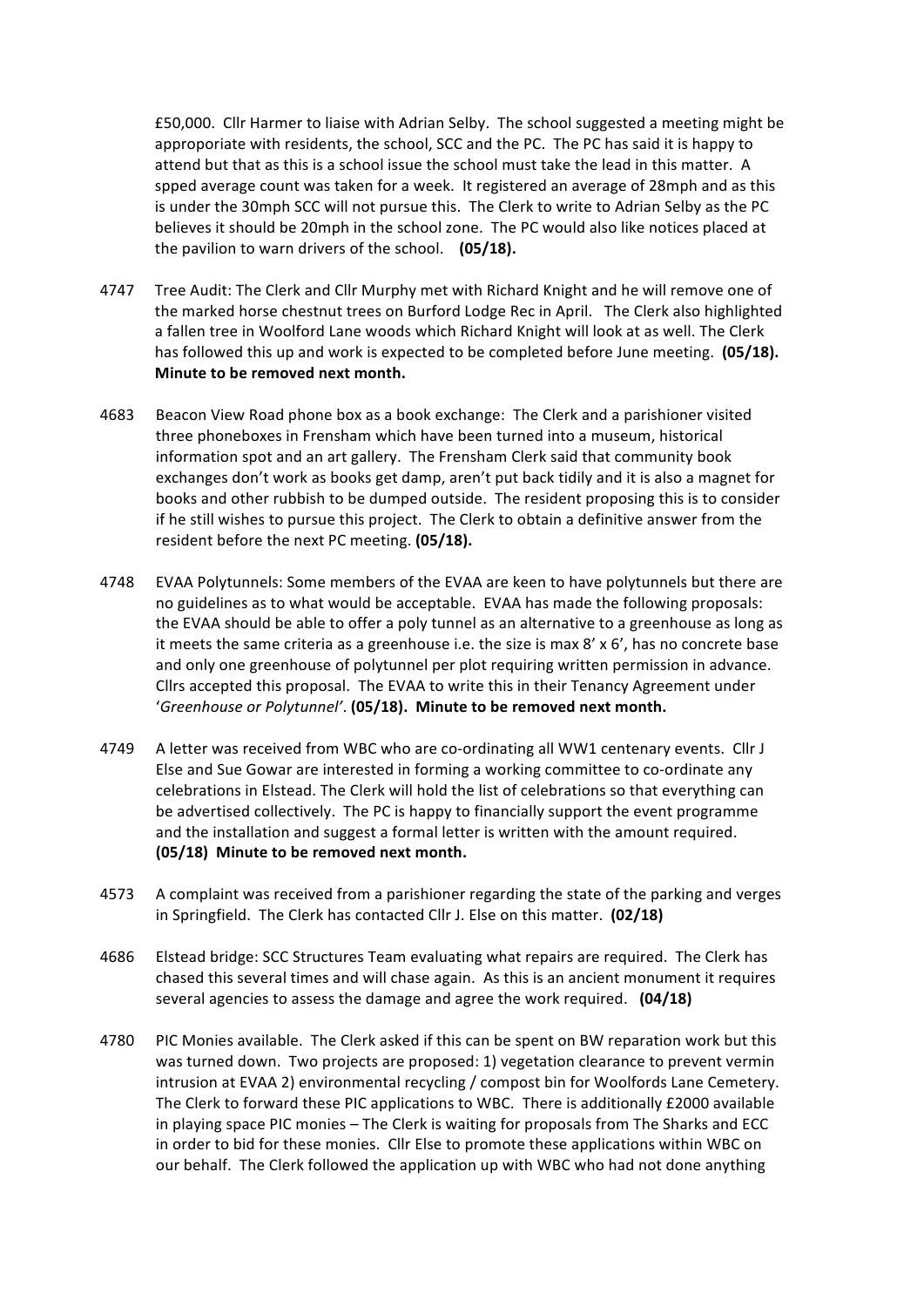£50,000. Cllr Harmer to liaise with Adrian Selby. The school suggested a meeting might be approporiate with residents, the school, SCC and the PC. The PC has said it is happy to attend but that as this is a school issue the school must take the lead in this matter. A spped average count was taken for a week. It registered an average of 28mph and as this is under the 30mph SCC will not pursue this. The Clerk to write to Adrian Selby as the PC believes it should be 20mph in the school zone. The PC would also like notices placed at the pavilion to warn drivers of the school. **(05/18).**

4747 Tree Audit: The Clerk and Cllr Murphy met with Richard Knight and he will remove one of the marked horse chestnut trees on Burford Lodge Rec in April. The Clerk also highlighted a fallen tree in Woolford Lane woods which Richard Knight will look at as well. The Clerk has followed this up and work is expected to be completed before June meeting. **(05/18). Minute to be removed next month.**

4683 Beacon View Road phone box as a book exchange: The Clerk and a parishioner visited three phoneboxes in Frensham which have been turned into a museum, historical information spot and an art gallery. The Frensham Clerk said that community book exchanges don't work as books get damp, aren't put back tidily and it is also a magnet for books and other rubbish to be dumped outside. The resident proposing this is to consider if he still wishes to pursue this project. The Clerk to obtain a definitive answer from the resident before the next PC meeting. **(05/18).**

4748 EVAA Polytunnels: Some members of the EVAA are keen to have polytunnels but there are no guidelines as to what would be acceptable. EVAA has made the following proposals: the EVAA should be able to offer a poly tunnel as an alternative to a greenhouse as long as it meets the same criteria as a greenhouse i.e. the size is max 8' x 6', has no concrete base and only one greenhouse of polytunnel per plot requiring written permission in advance. Cllrs accepted this proposal. The EVAA to write this in their Tenancy Agreement under '*Greenhouse or Polytunnel*'. **(05/18). Minute to be removed next month.**

4749 A letter was received from WBC who are co-ordinating all WW1 centenary events. Cllr J Else and Sue Gowar are interested in forming a working committee to co-ordinate any celebrations in Elstead. The Clerk will hold the list of celebrations so that everything can be advertised collectively. The PC is happy to financially support the event programme and the installation and suggest a formal letter is written with the amount required. **(05/18) Minute to be removed next month.**

4573 A complaint was received from a parishioner regarding the state of the parking and verges in Springfield. The Clerk has contacted Cllr J. Else on this matter. **(02/18)**

4686 Elstead bridge: SCC Structures Team evaluating what repairs are required. The Clerk has chased this several times and will chase again. As this is an ancient monument it requires several agencies to assess the damage and agree the work required. **(04/18)**

4780 PIC Monies available. The Clerk asked if this can be spent on BW reparation work but this was turned down. Two projects are proposed: 1) vegetation clearance to prevent vermin intrusion at EVAA 2) environmental recycling / compost bin for Woolfords Lane Cemetery. The Clerk to forward these PIC applications to WBC. There is additionally £2000 available in playing space PIC monies – The Clerk is waiting for proposals from The Sharks and ECC in order to bid for these monies. Cllr Else to promote these applications within WBC on our behalf. The Clerk followed the application up with WBC who had not done anything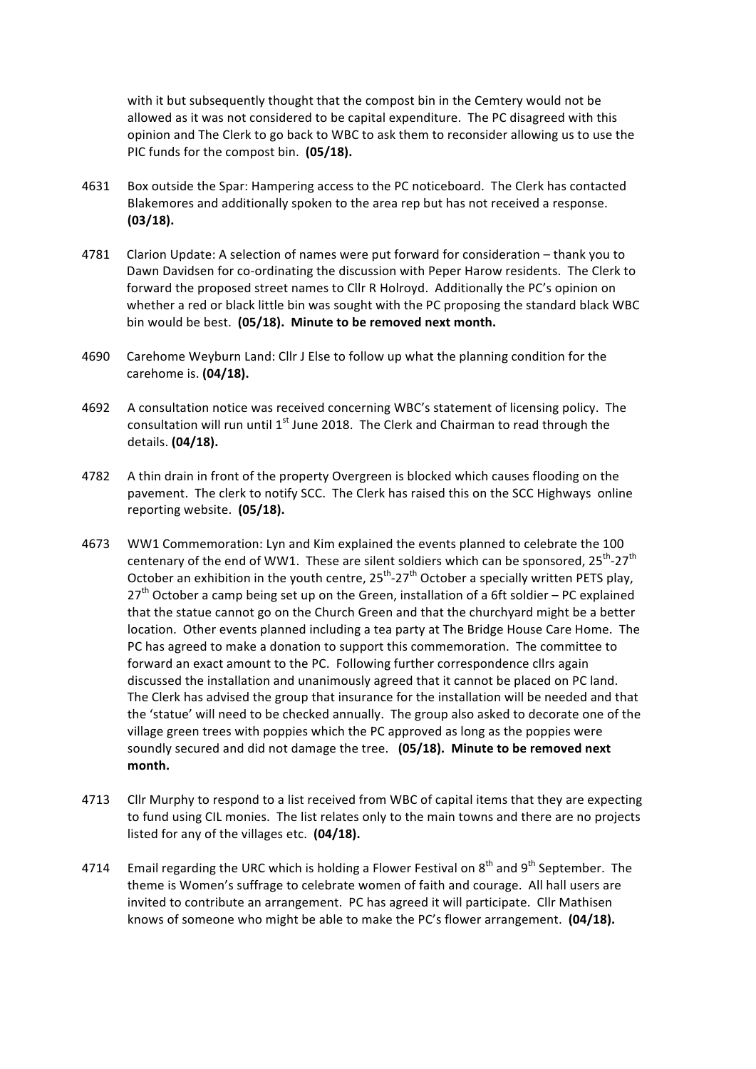with it but subsequently thought that the compost bin in the Cemtery would not be allowed as it was not considered to be capital expenditure. The PC disagreed with this opinion and The Clerk to go back to WBC to ask them to reconsider allowing us to use the PIC funds for the compost bin. **(05/18).**

4631 Box outside the Spar: Hampering access to the PC noticeboard. The Clerk has contacted Blakemores and additionally spoken to the area rep but has not received a response. **(03/18).**

4781 Clarion Update: A selection of names were put forward for consideration – thank you to Dawn Davidsen for co-ordinating the discussion with Peper Harow residents. The Clerk to forward the proposed street names to Cllr R Holroyd. Additionally the PC's opinion on whether a red or black little bin was sought with the PC proposing the standard black WBC bin would be best. **(05/18). Minute to be removed next month.**

4690 Carehome Weyburn Land: Cllr J Else to follow up what the planning condition for the carehome is. **(04/18).**

4692 A consultation notice was received concerning WBC's statement of licensing policy. The consultation will run until 1st June 2018. The Clerk and Chairman to read through the details. **(04/18).**

4782 A thin drain in front of the property Overgreen is blocked which causes flooding on the pavement. The clerk to notify SCC. The Clerk has raised this on the SCC Highways online reporting website. **(05/18).**

4673 WW1 Commemoration: Lyn and Kim explained the events planned to celebrate the 100 centenary of the end of WW1. These are silent soldiers which can be sponsored, 25th-27th October an exhibition in the youth centre, 25th-27th October a specially written PETS play, 27th October a camp being set up on the Green, installation of a 6ft soldier – PC explained that the statue cannot go on the Church Green and that the churchyard might be a better location. Other events planned including a tea party at The Bridge House Care Home. The PC has agreed to make a donation to support this commemoration. The committee to forward an exact amount to the PC. Following further correspondence cllrs again discussed the installation and unanimously agreed that it cannot be placed on PC land. The Clerk has advised the group that insurance for the installation will be needed and that the 'statue' will need to be checked annually. The group also asked to decorate one of the village green trees with poppies which the PC approved as long as the poppies were soundly secured and did not damage the tree. **(05/18). Minute to be removed next month.**

4713 Cllr Murphy to respond to a list received from WBC of capital items that they are expecting to fund using CIL monies. The list relates only to the main towns and there are no projects listed for any of the villages etc. **(04/18).**

4714 Email regarding the URC which is holding a Flower Festival on 8th and 9th September. The theme is Women's suffrage to celebrate women of faith and courage. All hall users are invited to contribute an arrangement. PC has agreed it will participate. Cllr Mathisen knows of someone who might be able to make the PC's flower arrangement. **(04/18).**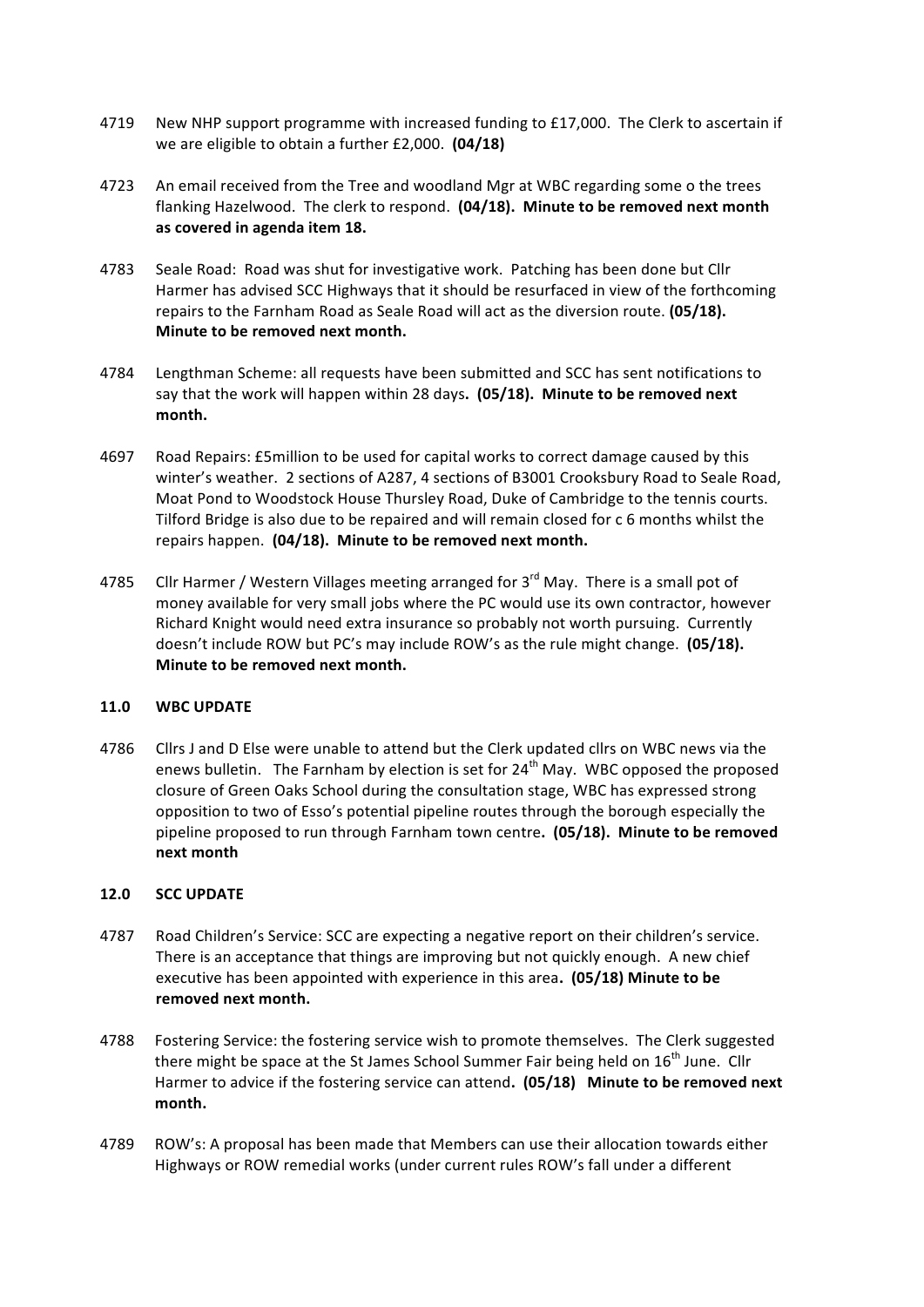4719 New NHP support programme with increased funding to £17,000. The Clerk to ascertain if we are eligible to obtain a further £2,000. **(04/18)**

4723 An email received from the Tree and woodland Mgr at WBC regarding some o the trees flanking Hazelwood. The clerk to respond. **(04/18). Minute to be removed next month as covered in agenda item 18.**

4783 Seale Road: Road was shut for investigative work. Patching has been done but Cllr Harmer has advised SCC Highways that it should be resurfaced in view of the forthcoming repairs to the Farnham Road as Seale Road will act as the diversion route. **(05/18). Minute to be removed next month.**

4784 Lengthman Scheme: all requests have been submitted and SCC has sent notifications to say that the work will happen within 28 days**. (05/18). Minute to be removed next month.**

4697 Road Repairs: £5million to be used for capital works to correct damage caused by this winter's weather. 2 sections of A287, 4 sections of B3001 Crooksbury Road to Seale Road, Moat Pond to Woodstock House Thursley Road, Duke of Cambridge to the tennis courts. Tilford Bridge is also due to be repaired and will remain closed for c 6 months whilst the repairs happen. **(04/18). Minute to be removed next month.**

4785 Cllr Harmer / Western Villages meeting arranged for 3rd May. There is a small pot of money available for very small jobs where the PC would use its own contractor, however Richard Knight would need extra insurance so probably not worth pursuing. Currently doesn't include ROW but PC's may include ROW's as the rule might change. **(05/18). Minute to be removed next month.**

**11.0 WBC UPDATE**

4786 Cllrs J and D Else were unable to attend but the Clerk updated cllrs on WBC news via the enews bulletin. The Farnham by election is set for 24th May. WBC opposed the proposed closure of Green Oaks School during the consultation stage, WBC has expressed strong opposition to two of Esso's potential pipeline routes through the borough especially the pipeline proposed to run through Farnham town centre**. (05/18). Minute to be removed next month**

**12.0 SCC UPDATE**

4787 Road Children's Service: SCC are expecting a negative report on their children's service. There is an acceptance that things are improving but not quickly enough. A new chief executive has been appointed with experience in this area**. (05/18) Minute to be removed next month.**

4788 Fostering Service: the fostering service wish to promote themselves. The Clerk suggested there might be space at the St James School Summer Fair being held on 16th June. Cllr Harmer to advice if the fostering service can attend**. (05/18) Minute to be removed next month.**

4789 ROW's: A proposal has been made that Members can use their allocation towards either Highways or ROW remedial works (under current rules ROW's fall under a different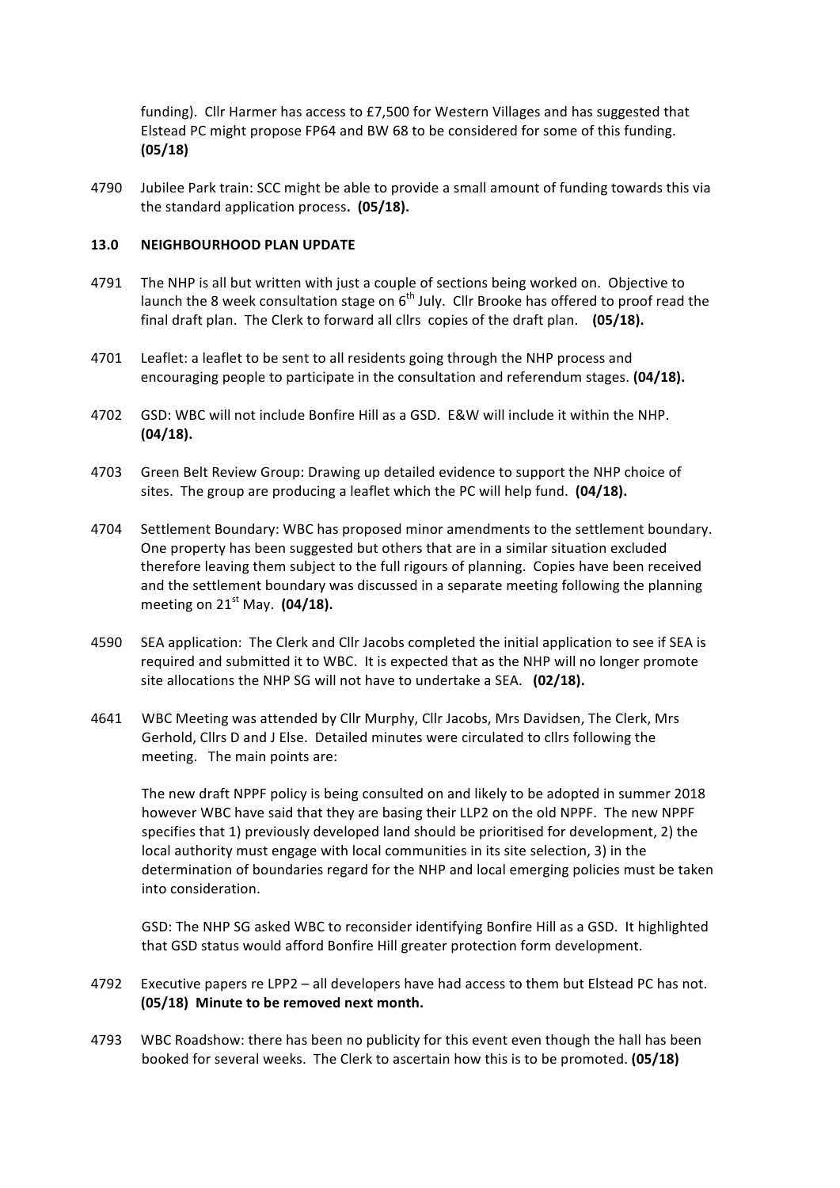funding). Cllr Harmer has access to £7,500 for Western Villages and has suggested that Elstead PC might propose FP64 and BW 68 to be considered for some of this funding. **(05/18)**

4790 Jubilee Park train: SCC might be able to provide a small amount of funding towards this via the standard application process**. (05/18).**

## 13.0 NEIGHBOURHOOD PLAN UPDATE

4791 The NHP is all but written with just a couple of sections being worked on. Objective to launch the 8 week consultation stage on 6th July. Cllr Brooke has offered to proof read the final draft plan. The Clerk to forward all cllrs copies of the draft plan. **(05/18).**

4701 Leaflet: a leaflet to be sent to all residents going through the NHP process and encouraging people to participate in the consultation and referendum stages. **(04/18).**

4702 GSD: WBC will not include Bonfire Hill as a GSD. E&W will include it within the NHP. **(04/18).**

4703 Green Belt Review Group: Drawing up detailed evidence to support the NHP choice of sites. The group are producing a leaflet which the PC will help fund. **(04/18).**

4704 Settlement Boundary: WBC has proposed minor amendments to the settlement boundary. One property has been suggested but others that are in a similar situation excluded therefore leaving them subject to the full rigours of planning. Copies have been received and the settlement boundary was discussed in a separate meeting following the planning meeting on 21st May. **(04/18).**

4590 SEA application: The Clerk and Cllr Jacobs completed the initial application to see if SEA is required and submitted it to WBC. It is expected that as the NHP will no longer promote site allocations the NHP SG will not have to undertake a SEA. **(02/18).**

4641 WBC Meeting was attended by Cllr Murphy, Cllr Jacobs, Mrs Davidsen, The Clerk, Mrs Gerhold, Cllrs D and J Else. Detailed minutes were circulated to cllrs following the meeting. The main points are:

The new draft NPPF policy is being consulted on and likely to be adopted in summer 2018 however WBC have said that they are basing their LLP2 on the old NPPF. The new NPPF specifies that 1) previously developed land should be prioritised for development, 2) the local authority must engage with local communities in its site selection, 3) in the determination of boundaries regard for the NHP and local emerging policies must be taken into consideration.

GSD: The NHP SG asked WBC to reconsider identifying Bonfire Hill as a GSD. It highlighted that GSD status would afford Bonfire Hill greater protection form development.

4792 Executive papers re LPP2 – all developers have had access to them but Elstead PC has not. **(05/18) Minute to be removed next month.**

4793 WBC Roadshow: there has been no publicity for this event even though the hall has been booked for several weeks. The Clerk to ascertain how this is to be promoted. **(05/18)**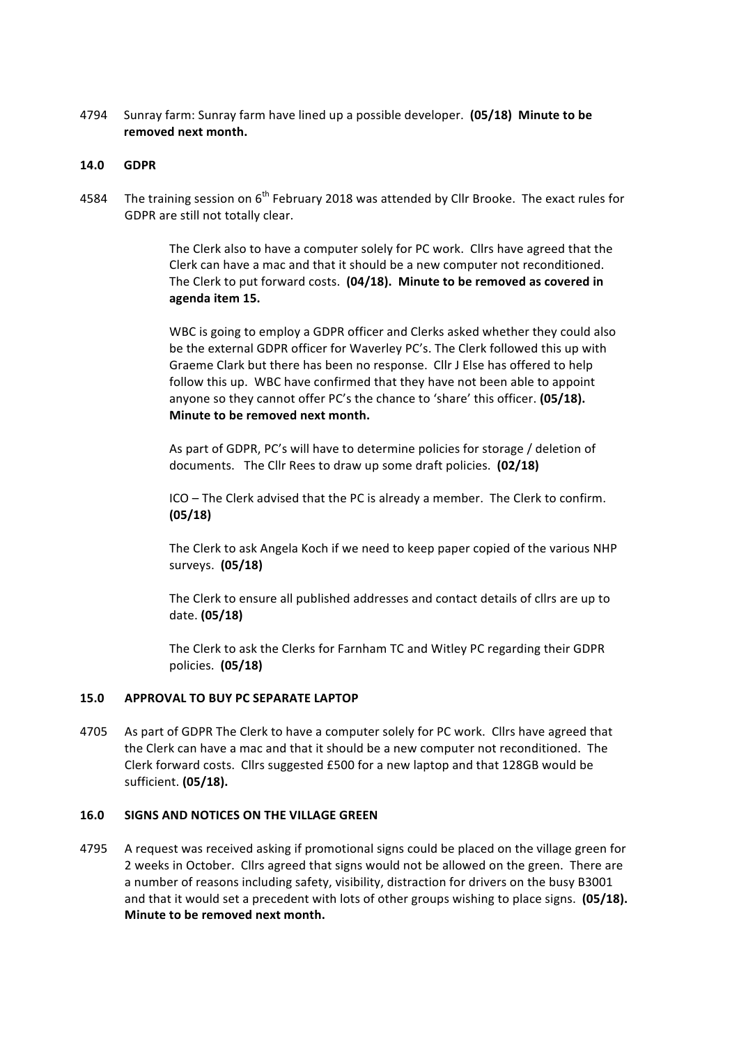4794 Sunray farm: Sunray farm have lined up a possible developer. **(05/18) Minute to be removed next month.**

## 14.0 GDPR

4584 The training session on 6th February 2018 was attended by Cllr Brooke. The exact rules for GDPR are still not totally clear.

The Clerk also to have a computer solely for PC work. Cllrs have agreed that the Clerk can have a mac and that it should be a new computer not reconditioned. The Clerk to put forward costs. **(04/18). Minute to be removed as covered in agenda item 15.**

WBC is going to employ a GDPR officer and Clerks asked whether they could also be the external GDPR officer for Waverley PC's. The Clerk followed this up with Graeme Clark but there has been no response. Cllr J Else has offered to help follow this up. WBC have confirmed that they have not been able to appoint anyone so they cannot offer PC's the chance to 'share' this officer. **(05/18). Minute to be removed next month.**

As part of GDPR, PC's will have to determine policies for storage / deletion of documents. The Cllr Rees to draw up some draft policies. **(02/18)**

ICO – The Clerk advised that the PC is already a member. The Clerk to confirm. **(05/18)**

The Clerk to ask Angela Koch if we need to keep paper copied of the various NHP surveys. **(05/18)**

The Clerk to ensure all published addresses and contact details of cllrs are up to date. **(05/18)**

The Clerk to ask the Clerks for Farnham TC and Witley PC regarding their GDPR policies. **(05/18)**

## 15.0 APPROVAL TO BUY PC SEPARATE LAPTOP

4705 As part of GDPR The Clerk to have a computer solely for PC work. Cllrs have agreed that the Clerk can have a mac and that it should be a new computer not reconditioned. The Clerk forward costs. Cllrs suggested £500 for a new laptop and that 128GB would be sufficient. **(05/18).**

## 16.0 SIGNS AND NOTICES ON THE VILLAGE GREEN

4795 A request was received asking if promotional signs could be placed on the village green for 2 weeks in October. Cllrs agreed that signs would not be allowed on the green. There are a number of reasons including safety, visibility, distraction for drivers on the busy B3001 and that it would set a precedent with lots of other groups wishing to place signs. **(05/18). Minute to be removed next month.**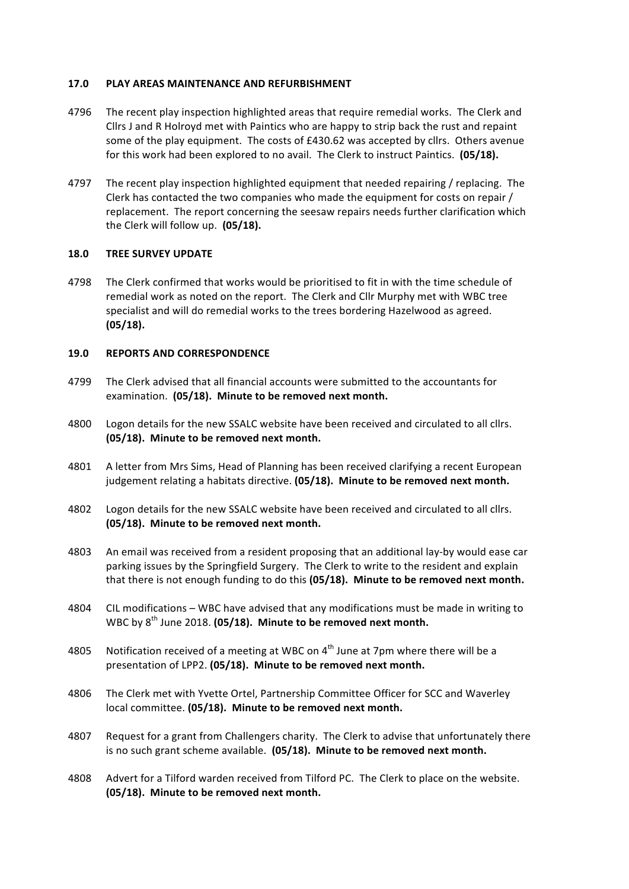## 17.0 PLAY AREAS MAINTENANCE AND REFURBISHMENT

4796 The recent play inspection highlighted areas that require remedial works. The Clerk and Cllrs J and R Holroyd met with Paintics who are happy to strip back the rust and repaint some of the play equipment. The costs of £430.62 was accepted by cllrs. Others avenue for this work had been explored to no avail. The Clerk to instruct Paintics. **(05/18).**

4797 The recent play inspection highlighted equipment that needed repairing / replacing. The Clerk has contacted the two companies who made the equipment for costs on repair / replacement. The report concerning the seesaw repairs needs further clarification which the Clerk will follow up. **(05/18).**

## 18.0 TREE SURVEY UPDATE

4798 The Clerk confirmed that works would be prioritised to fit in with the time schedule of remedial work as noted on the report. The Clerk and Cllr Murphy met with WBC tree specialist and will do remedial works to the trees bordering Hazelwood as agreed. **(05/18).**

## 19.0 REPORTS AND CORRESPONDENCE

4799 The Clerk advised that all financial accounts were submitted to the accountants for examination. **(05/18). Minute to be removed next month.**

4800 Logon details for the new SSALC website have been received and circulated to all cllrs. **(05/18). Minute to be removed next month.**

4801 A letter from Mrs Sims, Head of Planning has been received clarifying a recent European judgement relating a habitats directive. **(05/18). Minute to be removed next month.**

4802 Logon details for the new SSALC website have been received and circulated to all cllrs. **(05/18). Minute to be removed next month.**

4803 An email was received from a resident proposing that an additional lay-by would ease car parking issues by the Springfield Surgery. The Clerk to write to the resident and explain that there is not enough funding to do this **(05/18). Minute to be removed next month.**

4804 CIL modifications – WBC have advised that any modifications must be made in writing to WBC by 8th June 2018. **(05/18). Minute to be removed next month.**

4805 Notification received of a meeting at WBC on 4th June at 7pm where there will be a presentation of LPP2. **(05/18). Minute to be removed next month.**

4806 The Clerk met with Yvette Ortel, Partnership Committee Officer for SCC and Waverley local committee. **(05/18). Minute to be removed next month.**

4807 Request for a grant from Challengers charity. The Clerk to advise that unfortunately there is no such grant scheme available. **(05/18). Minute to be removed next month.**

4808 Advert for a Tilford warden received from Tilford PC. The Clerk to place on the website. **(05/18). Minute to be removed next month.**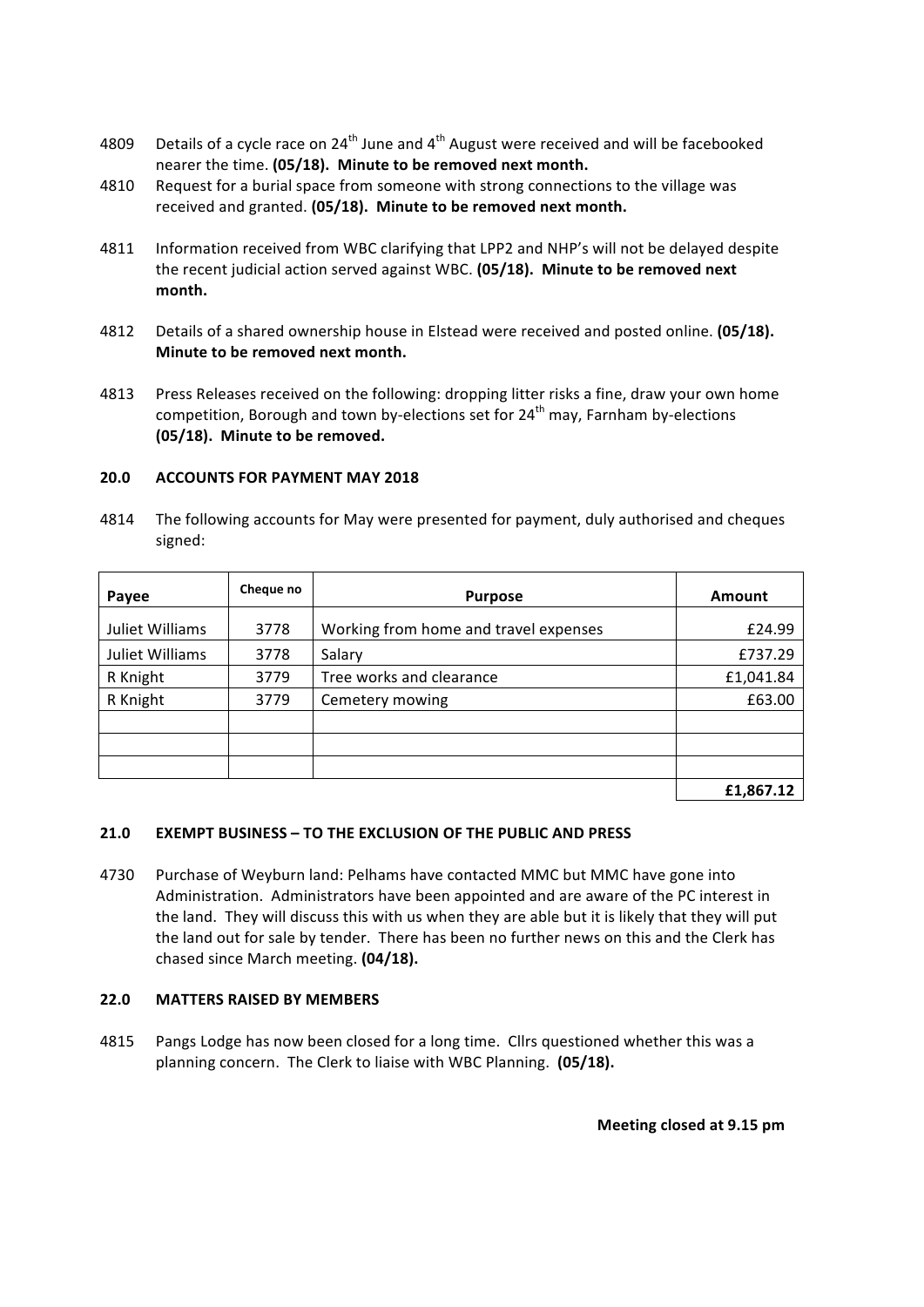4809 Details of a cycle race on 24th June and 4th August were received and will be facebooked nearer the time. **(05/18). Minute to be removed next month.**

4810 Request for a burial space from someone with strong connections to the village was received and granted. **(05/18). Minute to be removed next month.**

4811 Information received from WBC clarifying that LPP2 and NHP's will not be delayed despite the recent judicial action served against WBC. **(05/18). Minute to be removed next month.**

4812 Details of a shared ownership house in Elstead were received and posted online. **(05/18). Minute to be removed next month.**

4813 Press Releases received on the following: dropping litter risks a fine, draw your own home competition, Borough and town by-elections set for 24th may, Farnham by-elections **(05/18). Minute to be removed.**

## 20.0 ACCOUNTS FOR PAYMENT MAY 2018

4814 The following accounts for May were presented for payment, duly authorised and cheques signed:

| Payee | Cheque no | Purpose | Amount |
|---|---|---|---|
| Juliet Williams | 3778 | Working from home and travel expenses | £24.99 |
| Juliet Williams | 3778 | Salary | £737.29 |
| R Knight | 3779 | Tree works and clearance | £1,041.84 |
| R Knight | 3779 | Cemetery mowing | £63.00 |
| | | | |
| | | | |
| | | | |
| | | | **£1,867.12** |

## 21.0 EXEMPT BUSINESS – TO THE EXCLUSION OF THE PUBLIC AND PRESS

4730 Purchase of Weyburn land: Pelhams have contacted MMC but MMC have gone into Administration. Administrators have been appointed and are aware of the PC interest in the land. They will discuss this with us when they are able but it is likely that they will put the land out for sale by tender. There has been no further news on this and the Clerk has chased since March meeting. **(04/18).**

## 22.0 MATTERS RAISED BY MEMBERS

4815 Pangs Lodge has now been closed for a long time. Cllrs questioned whether this was a planning concern. The Clerk to liaise with WBC Planning. **(05/18).**

**Meeting closed at 9.15 pm**